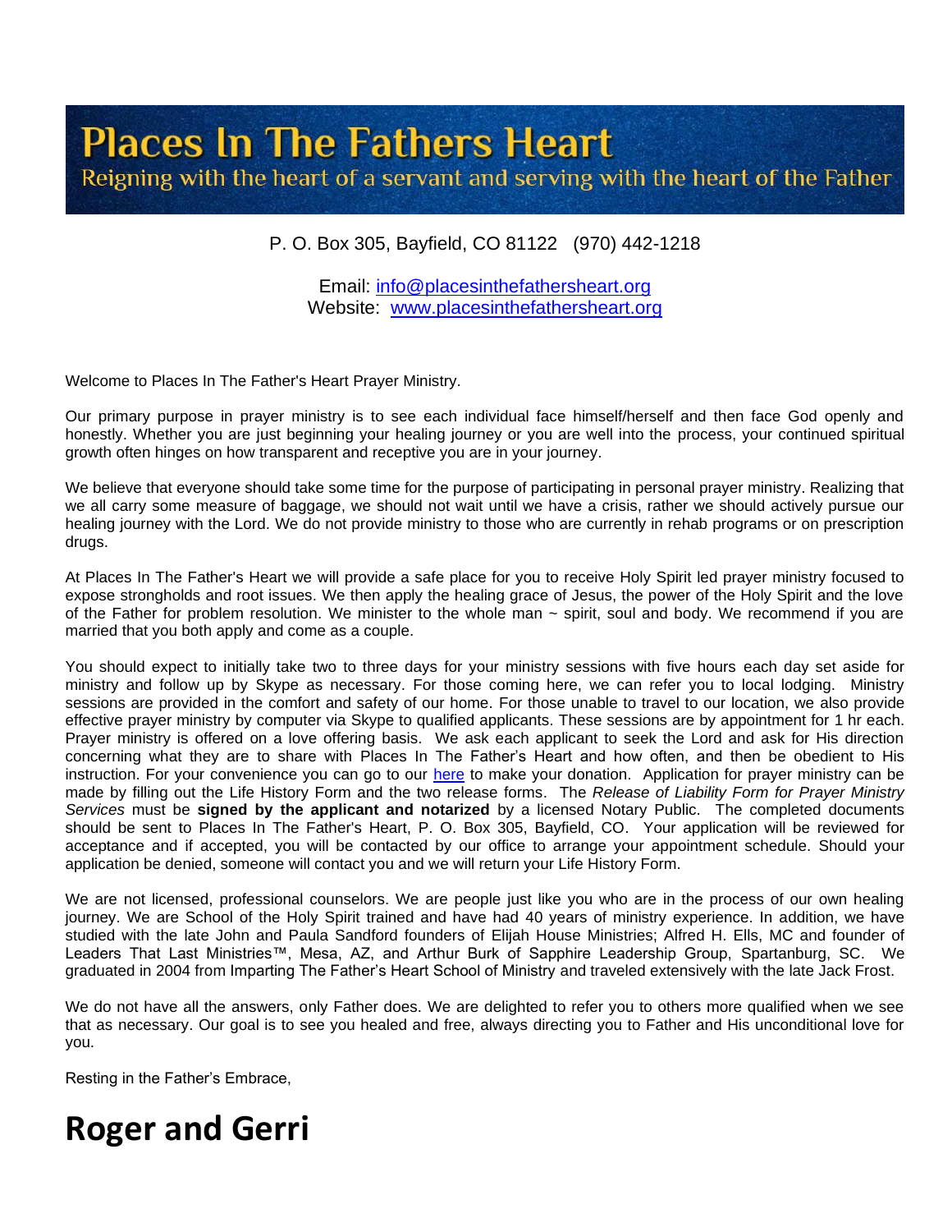# Places In The Fathers Heart

Reigning with the heart of a servant and serving with the heart of the Father

P. O. Box 305, Bayfield, CO 81122 (970) 442-1218

Email: info@placesinthefathersheart.org
Website: www.placesinthefathersheart.org

Welcome to Places In The Father's Heart Prayer Ministry.

Our primary purpose in prayer ministry is to see each individual face himself/herself and then face God openly and honestly. Whether you are just beginning your healing journey or you are well into the process, your continued spiritual growth often hinges on how transparent and receptive you are in your journey.

We believe that everyone should take some time for the purpose of participating in personal prayer ministry. Realizing that we all carry some measure of baggage, we should not wait until we have a crisis, rather we should actively pursue our healing journey with the Lord. We do not provide ministry to those who are currently in rehab programs or on prescription drugs.

At Places In The Father's Heart we will provide a safe place for you to receive Holy Spirit led prayer ministry focused to expose strongholds and root issues. We then apply the healing grace of Jesus, the power of the Holy Spirit and the love of the Father for problem resolution. We minister to the whole man ~ spirit, soul and body. We recommend if you are married that you both apply and come as a couple.

You should expect to initially take two to three days for your ministry sessions with five hours each day set aside for ministry and follow up by Skype as necessary. For those coming here, we can refer you to local lodging. Ministry sessions are provided in the comfort and safety of our home. For those unable to travel to our location, we also provide effective prayer ministry by computer via Skype to qualified applicants. These sessions are by appointment for 1 hr each. Prayer ministry is offered on a love offering basis. We ask each applicant to seek the Lord and ask for His direction concerning what they are to share with Places In The Father's Heart and how often, and then be obedient to His instruction. For your convenience you can go to our here to make your donation. Application for prayer ministry can be made by filling out the Life History Form and the two release forms. The *Release of Liability Form for Prayer Ministry Services* must be **signed by the applicant and notarized** by a licensed Notary Public. The completed documents should be sent to Places In The Father's Heart, P. O. Box 305, Bayfield, CO. Your application will be reviewed for acceptance and if accepted, you will be contacted by our office to arrange your appointment schedule. Should your application be denied, someone will contact you and we will return your Life History Form.

We are not licensed, professional counselors. We are people just like you who are in the process of our own healing journey. We are School of the Holy Spirit trained and have had 40 years of ministry experience. In addition, we have studied with the late John and Paula Sandford founders of Elijah House Ministries; Alfred H. Ells, MC and founder of Leaders That Last Ministries™, Mesa, AZ, and Arthur Burk of Sapphire Leadership Group, Spartanburg, SC. We graduated in 2004 from Imparting The Father's Heart School of Ministry and traveled extensively with the late Jack Frost.

We do not have all the answers, only Father does. We are delighted to refer you to others more qualified when we see that as necessary. Our goal is to see you healed and free, always directing you to Father and His unconditional love for you.

Resting in the Father's Embrace,

**Roger and Gerri**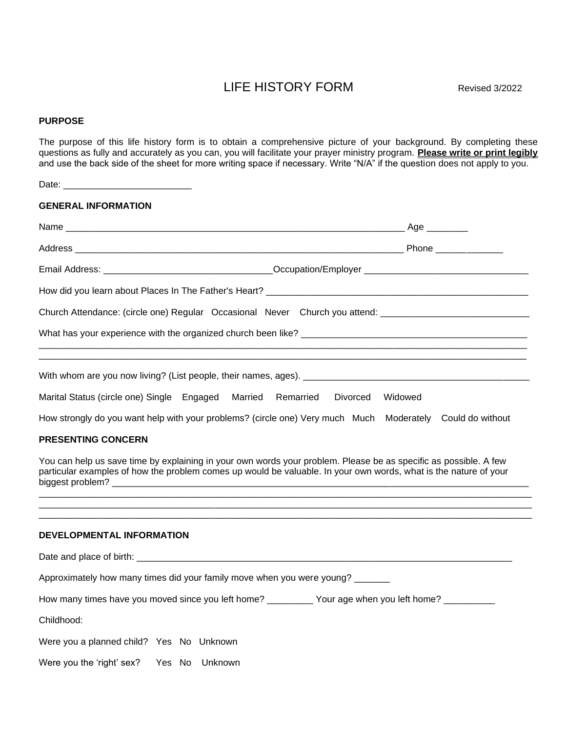# LIFE HISTORY FORM

Revised 3/2022

**PURPOSE**

The purpose of this life history form is to obtain a comprehensive picture of your background. By completing these questions as fully and accurately as you can, you will facilitate your prayer ministry program. **<u>Please write or print legibly</u>** and use the back side of the sheet for more writing space if necessary. Write "N/A" if the question does not apply to you.

Date: _________________________

**GENERAL INFORMATION**

Name ___________________________________________________________________ Age ________

Address _________________________________________________________________ Phone _____________

Email Address: _________________________________Occupation/Employer ________________________________

How did you learn about Places In The Father's Heart? _____________________________________________________

Church Attendance: (circle one) Regular   Occasional   Never   Church you attend: _____________________________

What has your experience with the organized church been like? ____________________________________________
_______________________________________________________________________________________________
_______________________________________________________________________________________________

With whom are you now living? (List people, their names, ages). ____________________________________________

Marital Status (circle one) Single   Engaged   Married   Remarried   Divorced   Widowed

How strongly do you want help with your problems? (circle one) Very much   Much   Moderately   Could do without

**PRESENTING CONCERN**

You can help us save time by explaining in your own words your problem. Please be as specific as possible. A few particular examples of how the problem comes up would be valuable. In your own words, what is the nature of your biggest problem? _____________________________________________________________________________
_______________________________________________________________________________________________
_______________________________________________________________________________________________
_______________________________________________________________________________________________

**DEVELOPMENTAL INFORMATION**

Date and place of birth: ___________________________________________________________________________

Approximately how many times did your family move when you were young? _______

How many times have you moved since you left home? _________ Your age when you left home? __________

Childhood:

Were you a planned child?   Yes   No   Unknown

Were you the 'right' sex?   Yes   No   Unknown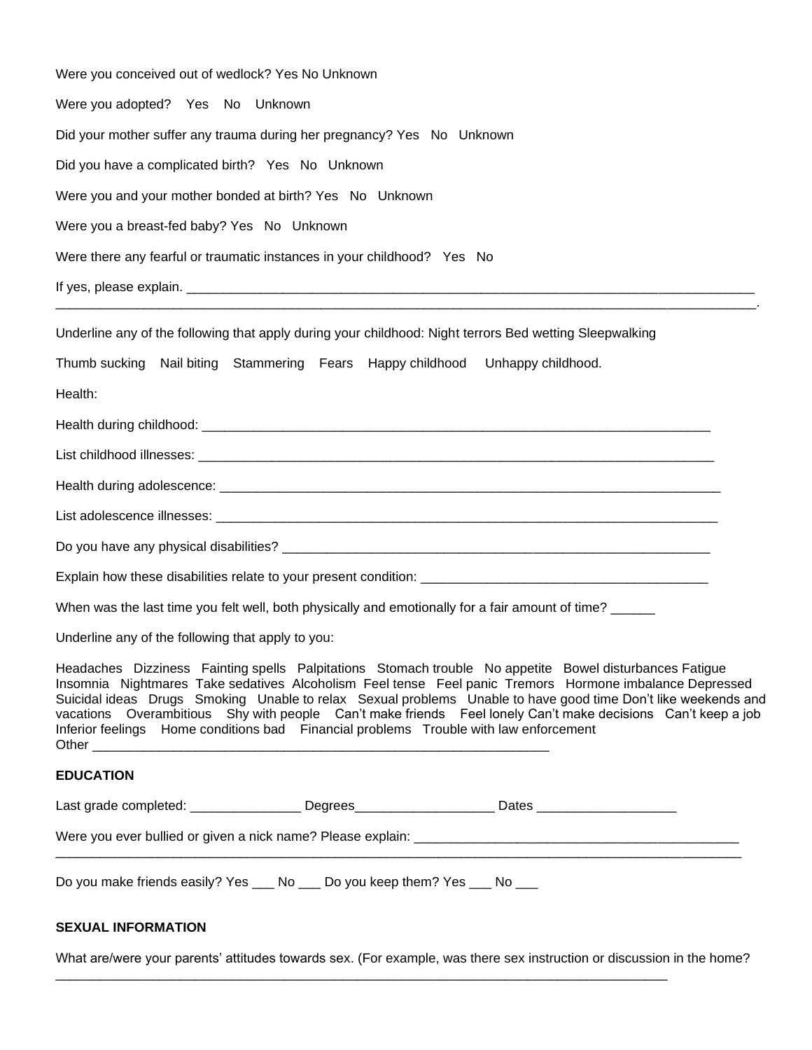Were you conceived out of wedlock? Yes No Unknown

Were you adopted? Yes No Unknown

Did your mother suffer any trauma during her pregnancy? Yes No Unknown

Did you have a complicated birth? Yes No Unknown

Were you and your mother bonded at birth? Yes No Unknown

Were you a breast-fed baby? Yes No Unknown

Were there any fearful or traumatic instances in your childhood? Yes No

If yes, please explain. ________________________________________________________________________________
_____________________________________________________________________________________________.

Underline any of the following that apply during your childhood: Night terrors Bed wetting Sleepwalking

Thumb sucking Nail biting Stammering Fears Happy childhood Unhappy childhood.

Health:

Health during childhood: ___________________________________________________________________________

List childhood illnesses: ___________________________________________________________________________

Health during adolescence: _________________________________________________________________________

List adolescence illnesses: _________________________________________________________________________

Do you have any physical disabilities? ________________________________________________________________

Explain how these disabilities relate to your present condition: ___________________________________________

When was the last time you felt well, both physically and emotionally for a fair amount of time? ______

Underline any of the following that apply to you:

Headaches Dizziness Fainting spells Palpitations Stomach trouble No appetite Bowel disturbances Fatigue Insomnia Nightmares Take sedatives Alcoholism Feel tense Feel panic Tremors Hormone imbalance Depressed Suicidal ideas Drugs Smoking Unable to relax Sexual problems Unable to have good time Don't like weekends and vacations Overambitious Shy with people Can't make friends Feel lonely Can't make decisions Can't keep a job Inferior feelings Home conditions bad Financial problems Trouble with law enforcement
Other _________________________________________________________________

**EDUCATION**

Last grade completed: _______________ Degrees___________________ Dates ___________________

Were you ever bullied or given a nick name? Please explain: ____________________________________________
_____________________________________________________________________________________________

Do you make friends easily? Yes ___ No ___ Do you keep them? Yes ___ No ___

**SEXUAL INFORMATION**

What are/were your parents' attitudes towards sex. (For example, was there sex instruction or discussion in the home?
_____________________________________________________________________________________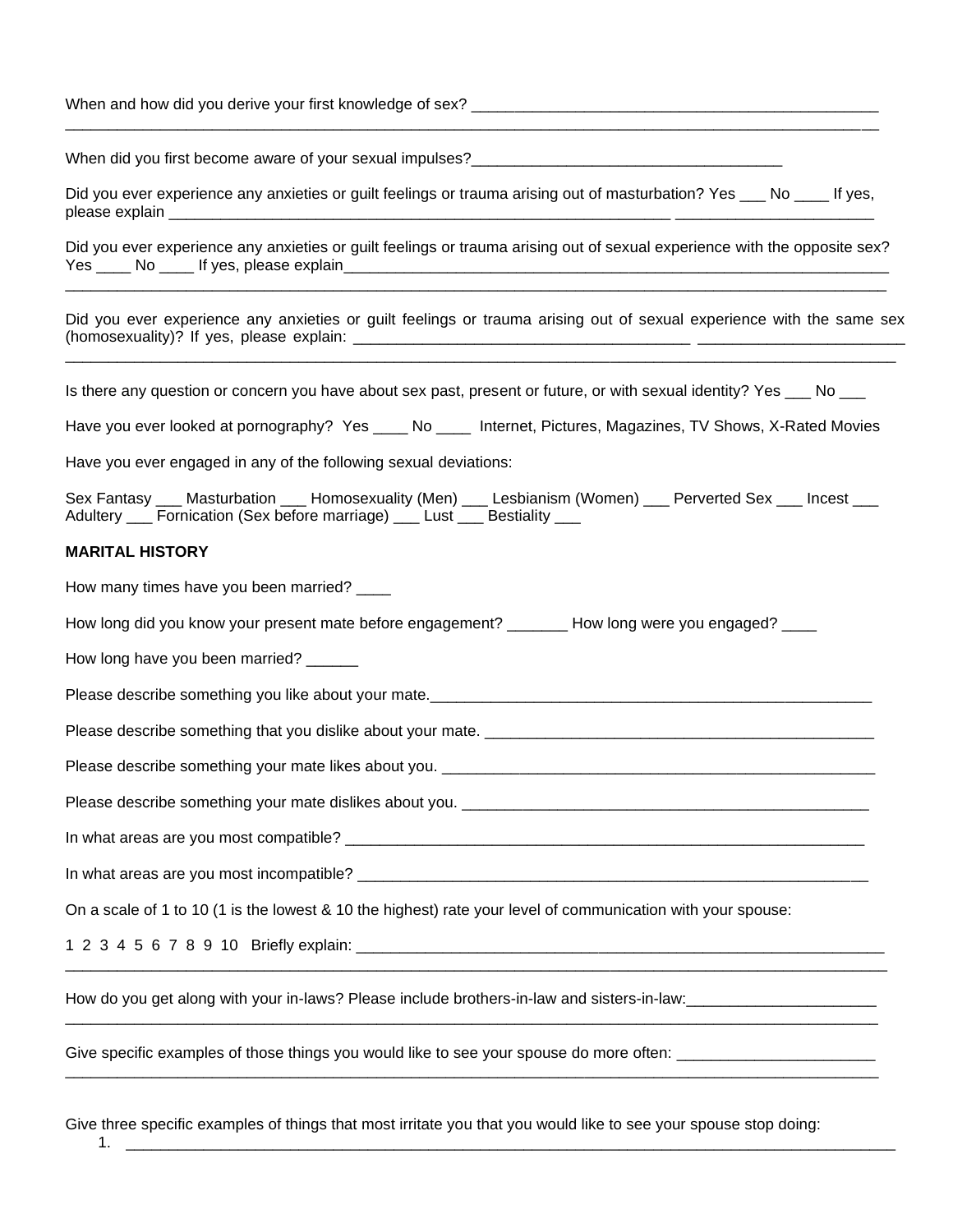When and how did you derive your first knowledge of sex? ________________________________________________
______________________________________________________________________________________________

When did you first become aware of your sexual impulses?_____________________________________

Did you ever experience any anxieties or guilt feelings or trauma arising out of masturbation? Yes ___ No ____ If yes, please explain _______________________________________________________________ _______________________

Did you ever experience any anxieties or guilt feelings or trauma arising out of sexual experience with the opposite sex? Yes ____ No ____ If yes, please explain_________________________________________________________________
______________________________________________________________________________________________

Did you ever experience any anxieties or guilt feelings or trauma arising out of sexual experience with the same sex (homosexuality)? If yes, please explain: ________________________________________ ________________________
______________________________________________________________________________________________

Is there any question or concern you have about sex past, present or future, or with sexual identity? Yes ___ No ___

Have you ever looked at pornography? Yes ____ No ____ Internet, Pictures, Magazines, TV Shows, X-Rated Movies

Have you ever engaged in any of the following sexual deviations:

Sex Fantasy ___ Masturbation ___ Homosexuality (Men) ___ Lesbianism (Women) ___ Perverted Sex ___ Incest ___ Adultery ___ Fornication (Sex before marriage) ___ Lust ___ Bestiality ___

**MARITAL HISTORY**

How many times have you been married? ____

How long did you know your present mate before engagement? _______ How long were you engaged? ____

How long have you been married? ______

Please describe something you like about your mate.______________________________________________________

Please describe something that you dislike about your mate. _______________________________________________

Please describe something your mate likes about you. ____________________________________________________

Please describe something your mate dislikes about you. _________________________________________________

In what areas are you most compatible? ________________________________________________________________

In what areas are you most incompatible? ______________________________________________________________

On a scale of 1 to 10 (1 is the lowest & 10 the highest) rate your level of communication with your spouse:

1 2 3 4 5 6 7 8 9 10 Briefly explain: _________________________________________________________________
______________________________________________________________________________________________

How do you get along with your in-laws? Please include brothers-in-law and sisters-in-law:______________________
______________________________________________________________________________________________

Give specific examples of those things you would like to see your spouse do more often: _______________________
______________________________________________________________________________________________

Give three specific examples of things that most irritate you that you would like to see your spouse stop doing:

1. ___________________________________________________________________________________________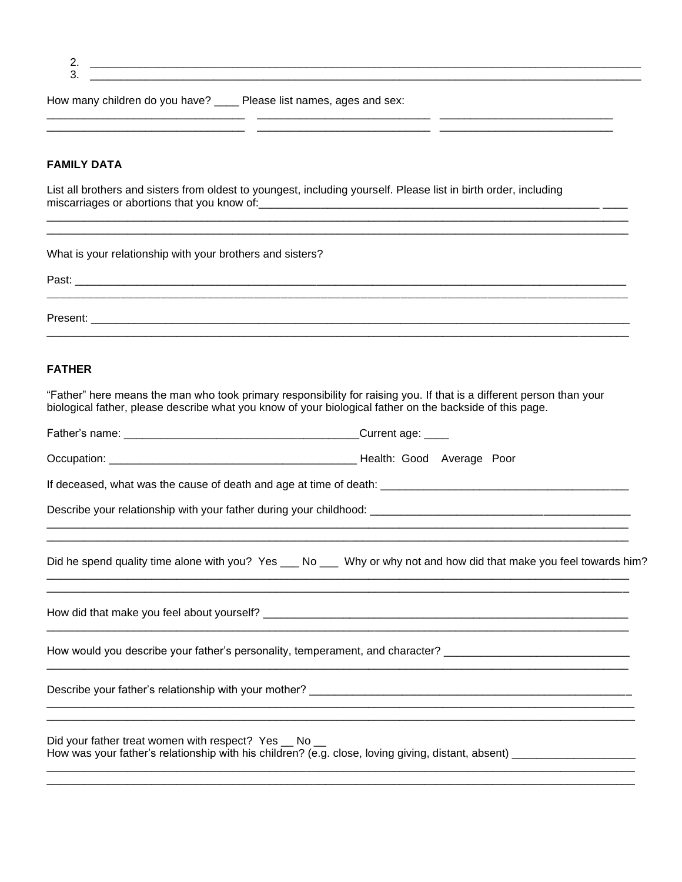2. ______________________________________________________________________________________
3. ______________________________________________________________________________________

How many children do you have? ____ Please list names, ages and sex:

______________________________ ___________________________ ___________________________
______________________________ ___________________________ ___________________________

**FAMILY DATA**

List all brothers and sisters from oldest to youngest, including yourself. Please list in birth order, including miscarriages or abortions that you know of:_______________________________________________________ ____

____________________________________________________________________________________________
____________________________________________________________________________________________

What is your relationship with your brothers and sisters?

Past: _______________________________________________________________________________________
____________________________________________________________________________________________

Present: _____________________________________________________________________________________
____________________________________________________________________________________________

**FATHER**

"Father" here means the man who took primary responsibility for raising you. If that is a different person than your biological father, please describe what you know of your biological father on the backside of this page.

Father's name: _____________________________________Current age: ____

Occupation: ______________________________________ Health: Good Average Poor

If deceased, what was the cause of death and age at time of death: _______________________________________

Describe your relationship with your father during your childhood: ________________________________________
____________________________________________________________________________________________
____________________________________________________________________________________________

Did he spend quality time alone with you? Yes ___ No ___ Why or why not and how did that make you feel towards him?
____________________________________________________________________________________________
____________________________________________________________________________________________

How did that make you feel about yourself? ____________________________________________________________
____________________________________________________________________________________________

How would you describe your father's personality, temperament, and character? _____________________________
____________________________________________________________________________________________

Describe your father's relationship with your mother? ____________________________________________________
____________________________________________________________________________________________
____________________________________________________________________________________________

Did your father treat women with respect? Yes __ No __

How was your father's relationship with his children? (e.g. close, loving giving, distant, absent) ___________________
____________________________________________________________________________________________
____________________________________________________________________________________________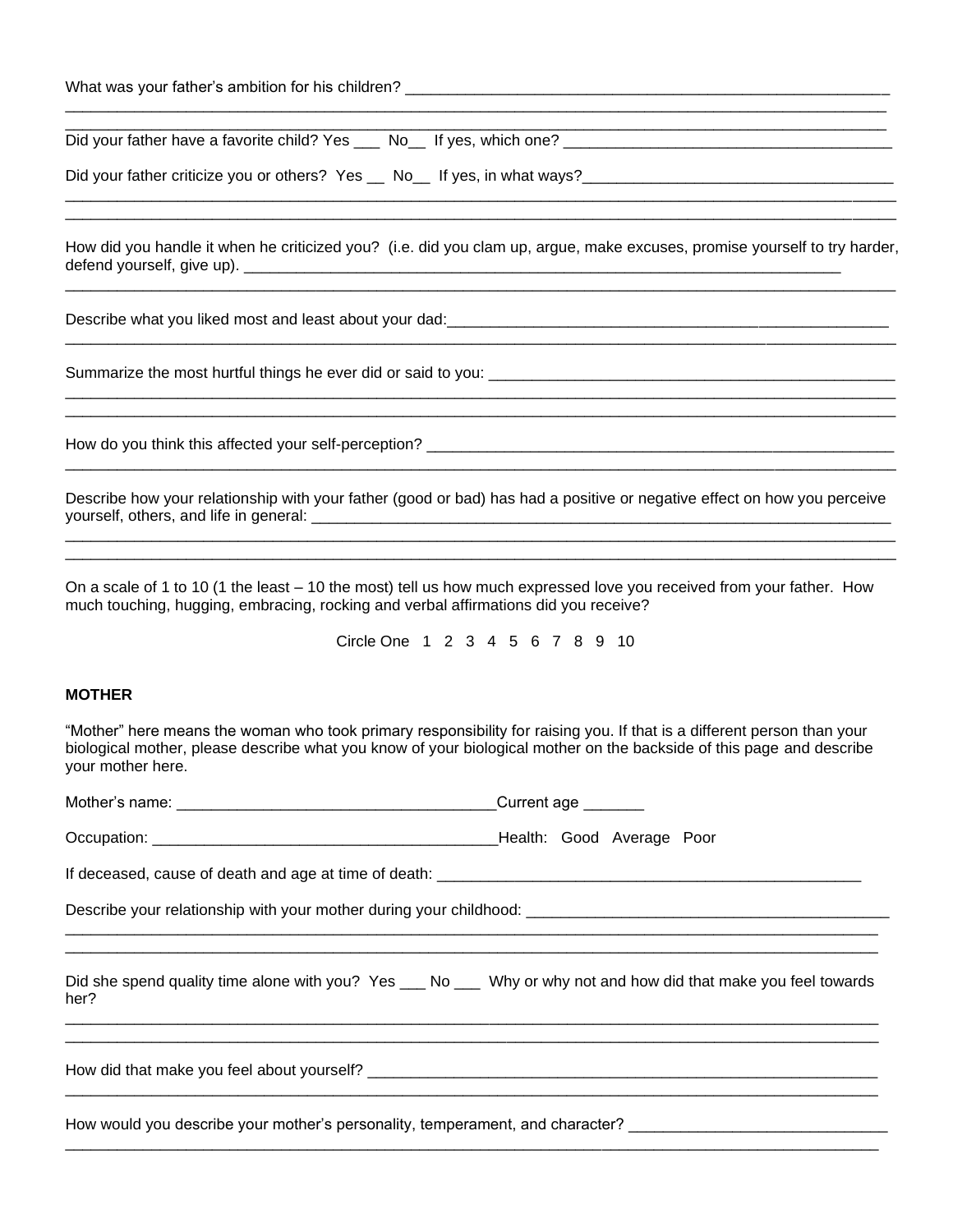What was your father's ambition for his children? ___________________________________________________________

___________________________________________________________________________________________

___________________________________________________________________________________________

Did your father have a favorite child? Yes ___ No__ If yes, which one? _______________________________________

Did your father criticize you or others? Yes __ No__ If yes, in what ways?____________________________________

___________________________________________________________________________________________

___________________________________________________________________________________________

How did you handle it when he criticized you? (i.e. did you clam up, argue, make excuses, promise yourself to try harder, defend yourself, give up). ___________________________________________________________________________

___________________________________________________________________________________________

Describe what you liked most and least about your dad:_________________________________________________________

___________________________________________________________________________________________

Summarize the most hurtful things he ever did or said to you: ______________________________________________

___________________________________________________________________________________________

___________________________________________________________________________________________

How do you think this affected your self-perception? ___________________________________________________________

___________________________________________________________________________________________

Describe how your relationship with your father (good or bad) has had a positive or negative effect on how you perceive yourself, others, and life in general: ______________________________________________________________________

___________________________________________________________________________________________

___________________________________________________________________________________________

On a scale of 1 to 10 (1 the least – 10 the most) tell us how much expressed love you received from your father. How much touching, hugging, embracing, rocking and verbal affirmations did you receive?

Circle One 1 2 3 4 5 6 7 8 9 10

**MOTHER**

"Mother" here means the woman who took primary responsibility for raising you. If that is a different person than your biological mother, please describe what you know of your biological mother on the backside of this page and describe your mother here.

Mother's name: ______________________________________Current age _______

Occupation: _________________________________________Health: Good Average Poor

If deceased, cause of death and age at time of death: ____________________________________________________

Describe your relationship with your mother during your childhood: _____________________________________________

___________________________________________________________________________________________

___________________________________________________________________________________________

Did she spend quality time alone with you? Yes ___ No ___ Why or why not and how did that make you feel towards her?

___________________________________________________________________________________________

___________________________________________________________________________________________

How did that make you feel about yourself? ______________________________________________________________

___________________________________________________________________________________________

How would you describe your mother's personality, temperament, and character? _______________________________

___________________________________________________________________________________________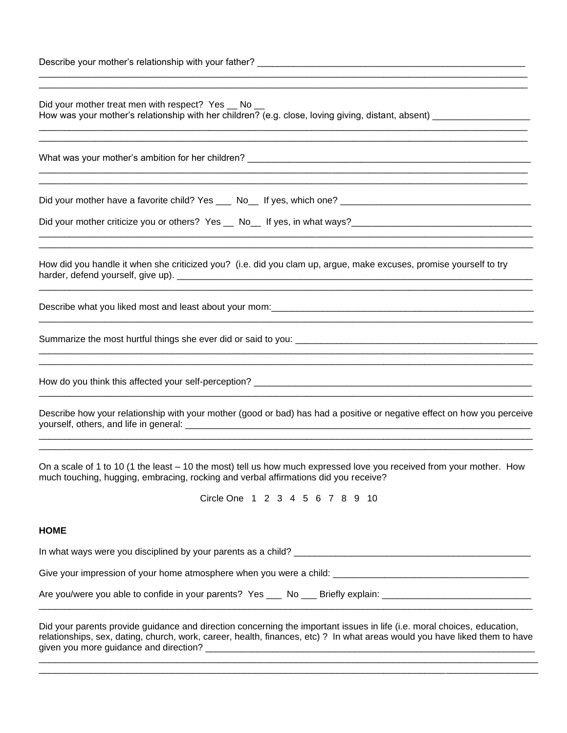Describe your mother's relationship with your father? ______________________________________________________
___________________________________________________________________________________________
___________________________________________________________________________________________

Did your mother treat men with respect? Yes __ No __
How was your mother's relationship with her children? (e.g. close, loving giving, distant, absent) __________________
___________________________________________________________________________________________
___________________________________________________________________________________________

What was your mother's ambition for her children? ________________________________________________________
___________________________________________________________________________________________
___________________________________________________________________________________________

Did your mother have a favorite child? Yes ___ No__ If yes, which one? ____________________________________

Did your mother criticize you or others? Yes __ No__ If yes, in what ways?__________________________________
___________________________________________________________________________________________
___________________________________________________________________________________________

How did you handle it when she criticized you? (i.e. did you clam up, argue, make excuses, promise yourself to try harder, defend yourself, give up). ______________________________________________________________________
___________________________________________________________________________________________

Describe what you liked most and least about your mom:__________________________________________________
___________________________________________________________________________________________

Summarize the most hurtful things she ever did or said to you: ____________________________________________
___________________________________________________________________________________________
___________________________________________________________________________________________

How do you think this affected your self-perception? _____________________________________________________
___________________________________________________________________________________________

Describe how your relationship with your mother (good or bad) has had a positive or negative effect on how you perceive yourself, others, and life in general: ____________________________________________________________________
___________________________________________________________________________________________
___________________________________________________________________________________________

On a scale of 1 to 10 (1 the least – 10 the most) tell us how much expressed love you received from your mother. How much touching, hugging, embracing, rocking and verbal affirmations did you receive?

Circle One 1 2 3 4 5 6 7 8 9 10

**HOME**

In what ways were you disciplined by your parents as a child? _____________________________________________

Give your impression of your home atmosphere when you were a child: ______________________________________

Are you/were you able to confide in your parents? Yes ___ No ___ Briefly explain: ____________________________
___________________________________________________________________________________________

Did your parents provide guidance and direction concerning the important issues in life (i.e. moral choices, education, relationships, sex, dating, church, work, career, health, finances, etc) ? In what areas would you have liked them to have given you more guidance and direction? __________________________________________________________________
___________________________________________________________________________________________
___________________________________________________________________________________________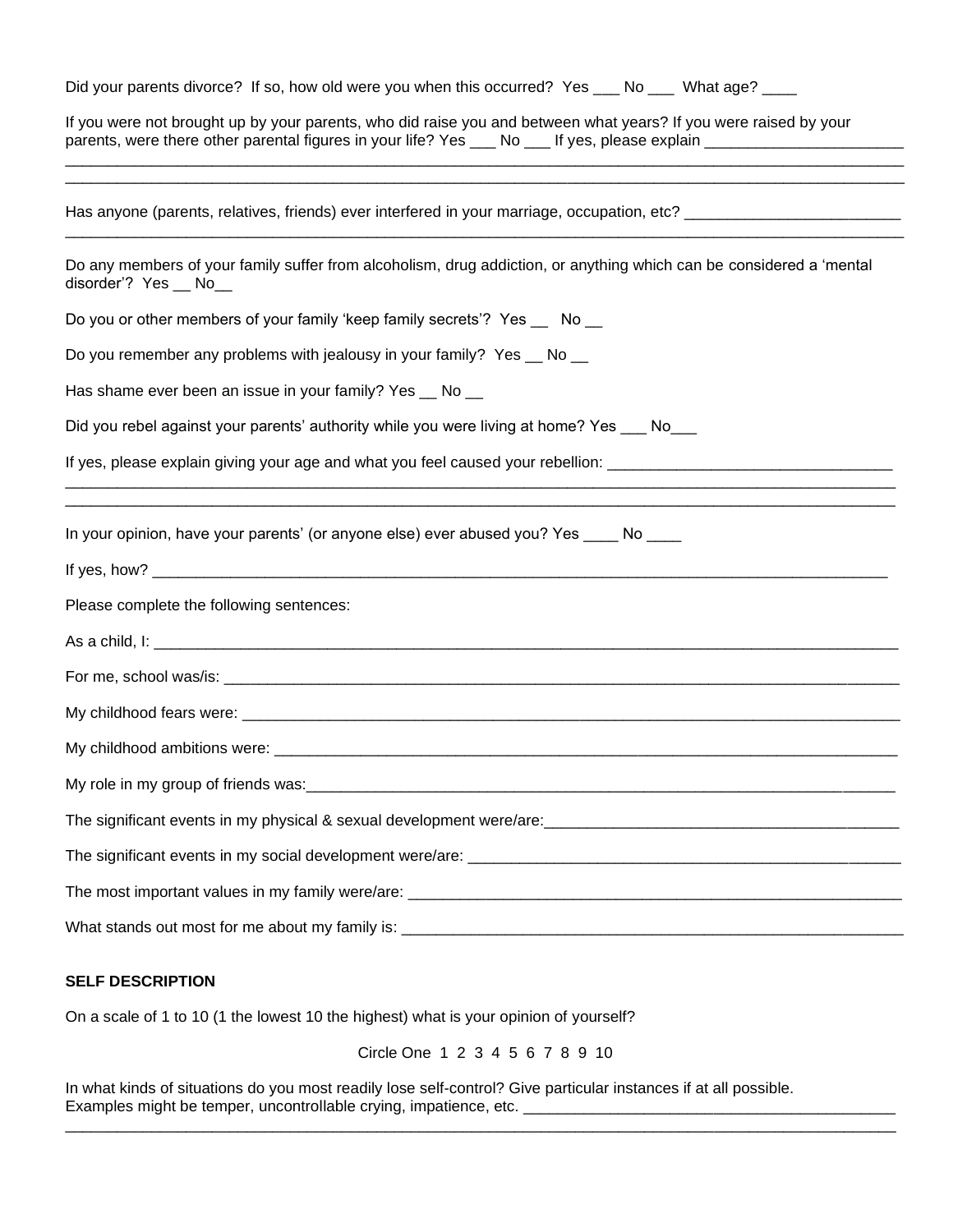Did your parents divorce? If so, how old were you when this occurred? Yes ___ No ___ What age? ____

If you were not brought up by your parents, who did raise you and between what years? If you were raised by your parents, were there other parental figures in your life? Yes ___ No ___ If yes, please explain _______________________
_____________________________________________________________________________________________
_____________________________________________________________________________________________

Has anyone (parents, relatives, friends) ever interfered in your marriage, occupation, etc? _________________________
_____________________________________________________________________________________________

Do any members of your family suffer from alcoholism, drug addiction, or anything which can be considered a 'mental disorder'? Yes __ No__

Do you or other members of your family 'keep family secrets'? Yes __ No __

Do you remember any problems with jealousy in your family? Yes __ No __

Has shame ever been an issue in your family? Yes __ No __

Did you rebel against your parents' authority while you were living at home? Yes ___ No___

If yes, please explain giving your age and what you feel caused your rebellion: ________________________________
_____________________________________________________________________________________________
_____________________________________________________________________________________________

In your opinion, have your parents' (or anyone else) ever abused you? Yes ____ No ____

If yes, how? _________________________________________________________________________________

Please complete the following sentences:

As a child, I: _________________________________________________________________________________

For me, school was/is: __________________________________________________________________________

My childhood fears were: ________________________________________________________________________

My childhood ambitions were: _____________________________________________________________________

My role in my group of friends was:_________________________________________________________________

The significant events in my physical & sexual development were/are:__________________________________________

The significant events in my social development were/are: ____________________________________________________

The most important values in my family were/are: __________________________________________________________

What stands out most for me about my family is: ___________________________________________________________

**SELF DESCRIPTION**

On a scale of 1 to 10 (1 the lowest 10 the highest) what is your opinion of yourself?

Circle One 1 2 3 4 5 6 7 8 9 10

In what kinds of situations do you most readily lose self-control? Give particular instances if at all possible. Examples might be temper, uncontrollable crying, impatience, etc. ____________________________________________
_____________________________________________________________________________________________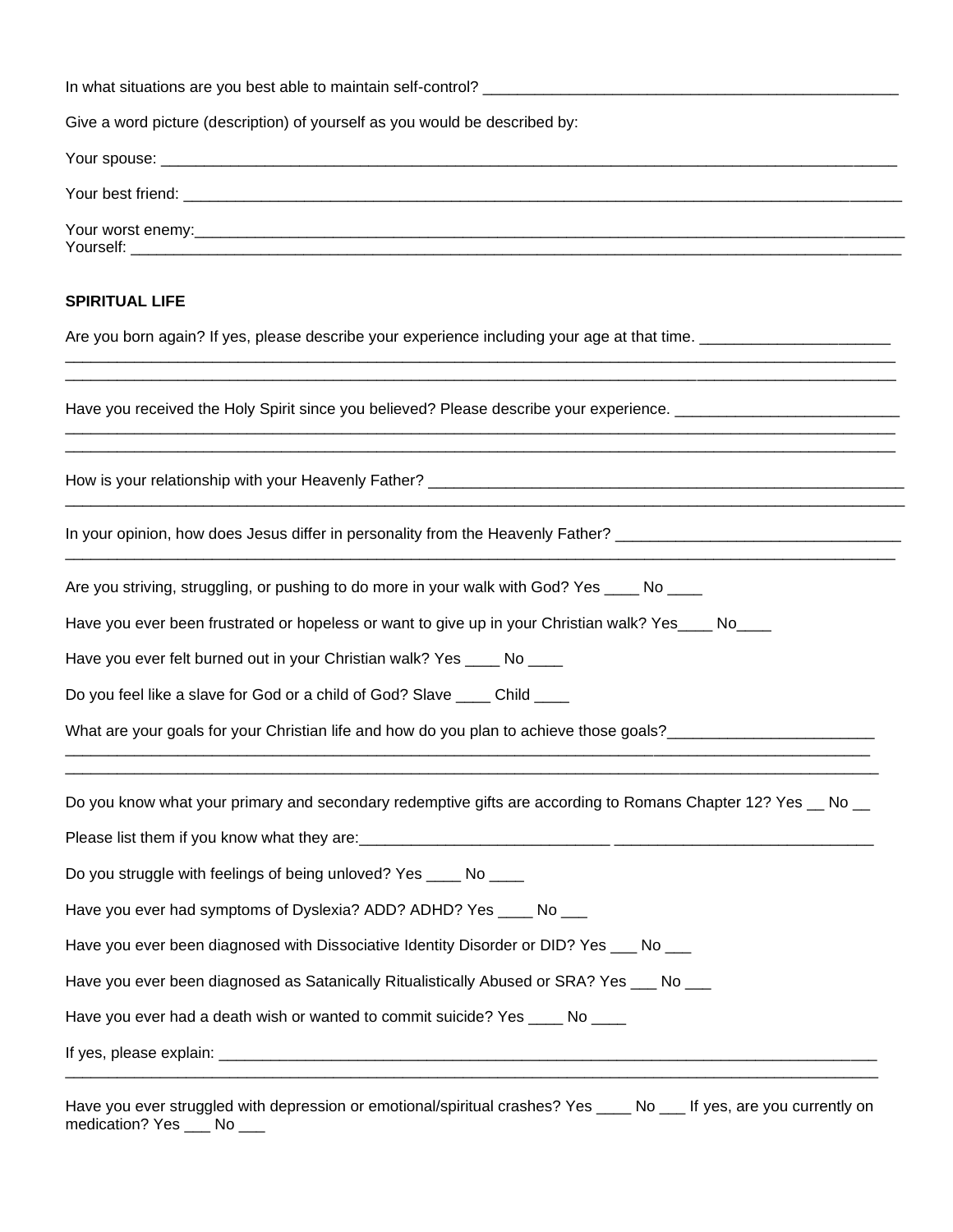In what situations are you best able to maintain self-control? ___________________________________________________

Give a word picture (description) of yourself as you would be described by:

Your spouse: ___________________________________________________________________________________________

Your best friend: ________________________________________________________________________________________

Your worst enemy:_______________________________________________________________________________________
Yourself: _______________________________________________________________________________________________

**SPIRITUAL LIFE**

Are you born again? If yes, please describe your experience including your age at that time. ______________________
_______________________________________________________________________________________________________
_______________________________________________________________________________________________________

Have you received the Holy Spirit since you believed? Please describe your experience. __________________________
_______________________________________________________________________________________________________
_______________________________________________________________________________________________________

How is your relationship with your Heavenly Father? ______________________________________________________
_______________________________________________________________________________________________________

In your opinion, how does Jesus differ in personality from the Heavenly Father? _________________________________
_______________________________________________________________________________________________________

Are you striving, struggling, or pushing to do more in your walk with God? Yes ____ No ____

Have you ever been frustrated or hopeless or want to give up in your Christian walk? Yes____ No____

Have you ever felt burned out in your Christian walk? Yes ____ No ____

Do you feel like a slave for God or a child of God? Slave ____ Child ____

What are your goals for your Christian life and how do you plan to achieve those goals?________________________
_______________________________________________________________________________________________________
_______________________________________________________________________________________________________

Do you know what your primary and secondary redemptive gifts are according to Romans Chapter 12? Yes __ No __

Please list them if you know what they are:_____________________________ ______________________________

Do you struggle with feelings of being unloved? Yes ____ No ____

Have you ever had symptoms of Dyslexia? ADD? ADHD? Yes ____ No ___

Have you ever been diagnosed with Dissociative Identity Disorder or DID? Yes ___ No ___

Have you ever been diagnosed as Satanically Ritualistically Abused or SRA? Yes ___ No ___

Have you ever had a death wish or wanted to commit suicide? Yes ____ No ____

If yes, please explain: ____________________________________________________________________________________
_______________________________________________________________________________________________________

Have you ever struggled with depression or emotional/spiritual crashes? Yes ____ No ___ If yes, are you currently on medication? Yes ___ No ___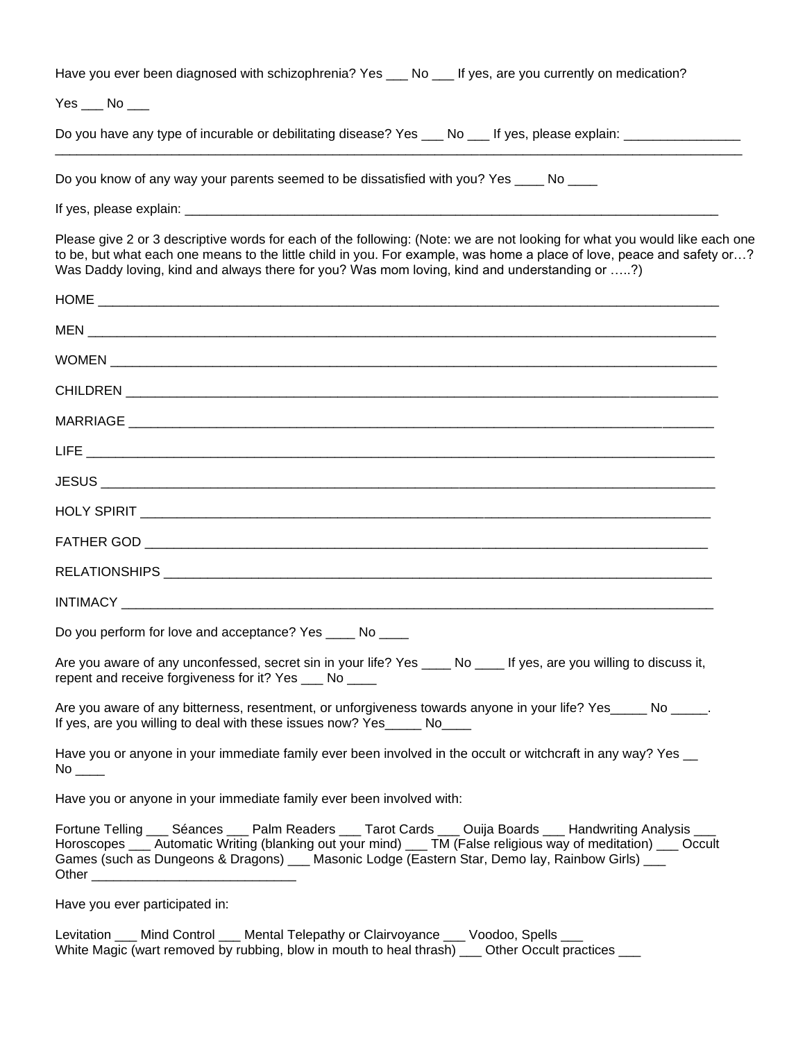Have you ever been diagnosed with schizophrenia? Yes ___ No ___ If yes, are you currently on medication?

Yes ___ No ___

Do you have any type of incurable or debilitating disease? Yes ___ No ___ If yes, please explain: ________________
______________________________________________________________________________________________

Do you know of any way your parents seemed to be dissatisfied with you? Yes ____ No ____

If yes, please explain: ____________________________________________________________________________

Please give 2 or 3 descriptive words for each of the following: (Note: we are not looking for what you would like each one to be, but what each one means to the little child in you. For example, was home a place of love, peace and safety or…? Was Daddy loving, kind and always there for you? Was mom loving, kind and understanding or …..?)

HOME ____________________________________________________________________________________

MEN ______________________________________________________________________________________

WOMEN ___________________________________________________________________________________

CHILDREN _________________________________________________________________________________

MARRIAGE ________________________________________________________________________________

LIFE ______________________________________________________________________________________

JESUS ____________________________________________________________________________________

HOLY SPIRIT _______________________________________________________________________________

FATHER GOD ______________________________________________________________________________

RELATIONSHIPS ____________________________________________________________________________

INTIMACY _________________________________________________________________________________

Do you perform for love and acceptance? Yes ____ No ____

Are you aware of any unconfessed, secret sin in your life? Yes ____ No ____ If yes, are you willing to discuss it, repent and receive forgiveness for it? Yes ___ No ____

Are you aware of any bitterness, resentment, or unforgiveness towards anyone in your life? Yes_____ No _____. If yes, are you willing to deal with these issues now? Yes_____ No____

Have you or anyone in your immediate family ever been involved in the occult or witchcraft in any way? Yes __ No ____

Have you or anyone in your immediate family ever been involved with:

Fortune Telling ___ Séances ___ Palm Readers ___ Tarot Cards ___ Ouija Boards ___ Handwriting Analysis ___ Horoscopes ___ Automatic Writing (blanking out your mind) ___ TM (False religious way of meditation) ___ Occult Games (such as Dungeons & Dragons) ___ Masonic Lodge (Eastern Star, Demo lay, Rainbow Girls) ___ Other ____________________________

Have you ever participated in:

Levitation ___ Mind Control ___ Mental Telepathy or Clairvoyance ___ Voodoo, Spells ___
White Magic (wart removed by rubbing, blow in mouth to heal thrash) ___ Other Occult practices ___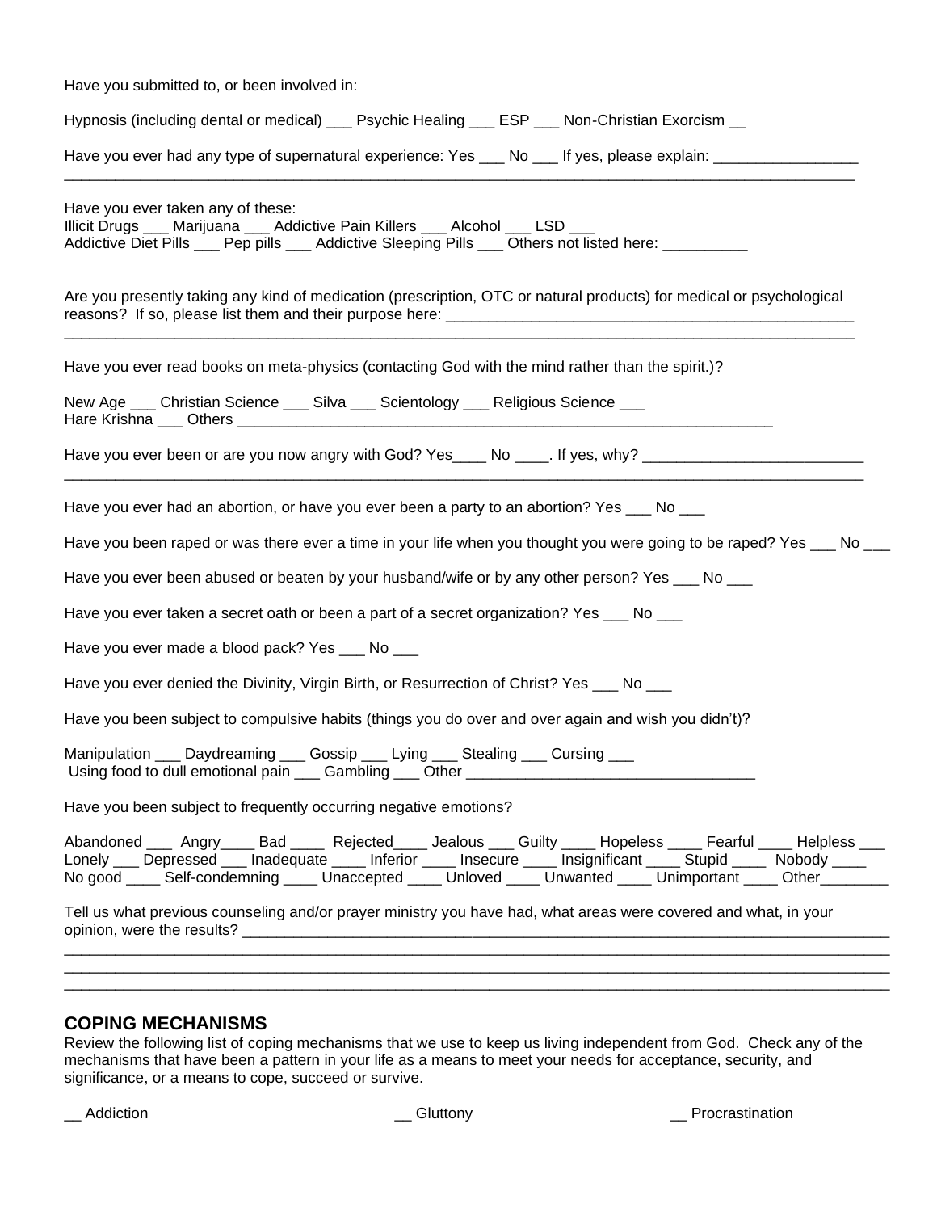Have you submitted to, or been involved in:

Hypnosis (including dental or medical) ___ Psychic Healing ___ ESP ___ Non-Christian Exorcism __

Have you ever had any type of supernatural experience: Yes ___ No ___ If yes, please explain: _________________
_____________________________________________________________________________________________

Have you ever taken any of these:
Illicit Drugs ___ Marijuana ___ Addictive Pain Killers ___ Alcohol ___ LSD ___
Addictive Diet Pills ___ Pep pills ___ Addictive Sleeping Pills ___ Others not listed here: __________

Are you presently taking any kind of medication (prescription, OTC or natural products) for medical or psychological reasons? If so, please list them and their purpose here: _________________________________________________
_____________________________________________________________________________________________

Have you ever read books on meta-physics (contacting God with the mind rather than the spirit.)?

New Age ___ Christian Science ___ Silva ___ Scientology ___ Religious Science ___
Hare Krishna ___ Others _________________________________________________________________

Have you ever been or are you now angry with God? Yes____ No ____. If yes, why? __________________________
_____________________________________________________________________________________________

Have you ever had an abortion, or have you ever been a party to an abortion? Yes ___ No ___

Have you been raped or was there ever a time in your life when you thought you were going to be raped? Yes ___ No ___

Have you ever been abused or beaten by your husband/wife or by any other person? Yes ___ No ___

Have you ever taken a secret oath or been a part of a secret organization? Yes ___ No ___

Have you ever made a blood pack? Yes ___ No ___

Have you ever denied the Divinity, Virgin Birth, or Resurrection of Christ? Yes ___ No ___

Have you been subject to compulsive habits (things you do over and over again and wish you didn't)?

Manipulation ___ Daydreaming ___ Gossip ___ Lying ___ Stealing ___ Cursing ___
Using food to dull emotional pain ___ Gambling ___ Other __________________________________

Have you been subject to frequently occurring negative emotions?

Abandoned ___ Angry____ Bad ____ Rejected____ Jealous ___ Guilty ____ Hopeless ____ Fearful ____ Helpless ___
Lonely ___ Depressed ___ Inadequate ____ Inferior ____ Insecure ____ Insignificant ____ Stupid ____ Nobody ____
No good ____ Self-condemning ____ Unaccepted ____ Unloved ____ Unwanted ____ Unimportant ____ Other________

Tell us what previous counseling and/or prayer ministry you have had, what areas were covered and what, in your opinion, were the results? ________________________________________________________________________
_____________________________________________________________________________________________
_____________________________________________________________________________________________
_____________________________________________________________________________________________

## COPING MECHANISMS

Review the following list of coping mechanisms that we use to keep us living independent from God. Check any of the mechanisms that have been a pattern in your life as a means to meet your needs for acceptance, security, and significance, or a means to cope, succeed or survive.

__ Addiction

__ Gluttony

__ Procrastination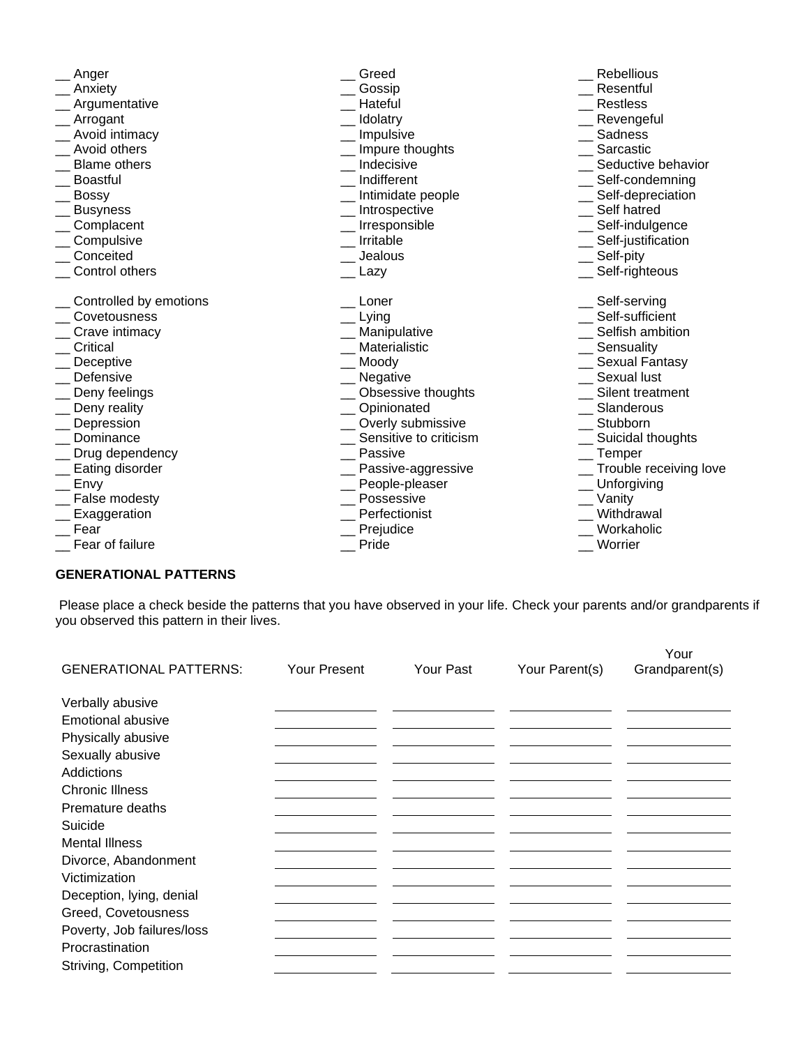__ Anger
__ Anxiety
__ Argumentative
__ Arrogant
__ Avoid intimacy
__ Avoid others
__ Blame others
__ Boastful
__ Bossy
__ Busyness
__ Complacent
__ Compulsive
__ Conceited
__ Control others

__ Controlled by emotions
__ Covetousness
__ Crave intimacy
__ Critical
__ Deceptive
__ Defensive
__ Deny feelings
__ Deny reality
__ Depression
__ Dominance
__ Drug dependency
__ Eating disorder
__ Envy
__ False modesty
__ Exaggeration
__ Fear
__ Fear of failure

__ Greed
__ Gossip
__ Hateful
__ Idolatry
__ Impulsive
__ Impure thoughts
__ Indecisive
__ Indifferent
__ Intimidate people
__ Introspective
__ Irresponsible
__ Irritable
__ Jealous
__ Lazy

__ Loner
__ Lying
__ Manipulative
__ Materialistic
__ Moody
__ Negative
__ Obsessive thoughts
__ Opinionated
__ Overly submissive
__ Sensitive to criticism
__ Passive
__ Passive-aggressive
__ People-pleaser
__ Possessive
__ Perfectionist
__ Prejudice
__ Pride

__ Rebellious
__ Resentful
__ Restless
__ Revengeful
__ Sadness
__ Sarcastic
__ Seductive behavior
__ Self-condemning
__ Self-depreciation
__ Self hatred
__ Self-indulgence
__ Self-justification
__ Self-pity
__ Self-righteous

__ Self-serving
__ Self-sufficient
__ Selfish ambition
__ Sensuality
__ Sexual Fantasy
__ Sexual lust
__ Silent treatment
__ Slanderous
__ Stubborn
__ Suicidal thoughts
__ Temper
__ Trouble receiving love
__ Unforgiving
__ Vanity
__ Withdrawal
__ Workaholic
__ Worrier

**GENERATIONAL PATTERNS**

Please place a check beside the patterns that you have observed in your life. Check your parents and/or grandparents if you observed this pattern in their lives.

| GENERATIONAL PATTERNS: | Your Present | Your Past | Your Parent(s) | Your Grandparent(s) |
|---|---|---|---|---|
| Verbally abusive | | | | |
| Emotional abusive | | | | |
| Physically abusive | | | | |
| Sexually abusive | | | | |
| Addictions | | | | |
| Chronic Illness | | | | |
| Premature deaths | | | | |
| Suicide | | | | |
| Mental Illness | | | | |
| Divorce, Abandonment | | | | |
| Victimization | | | | |
| Deception, lying, denial | | | | |
| Greed, Covetousness | | | | |
| Poverty, Job failures/loss | | | | |
| Procrastination | | | | |
| Striving, Competition | | | | |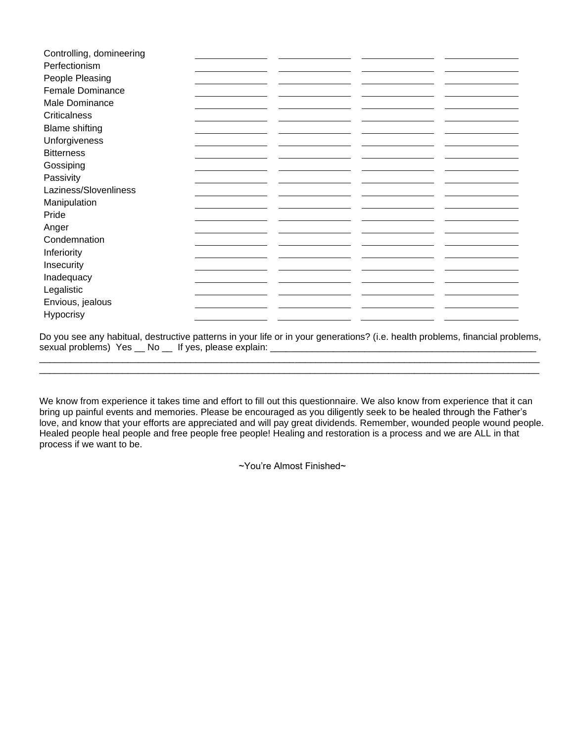| | | | | |
|---|---|---|---|---|
| Controlling, domineering | | | | |
| Perfectionism | | | | |
| People Pleasing | | | | |
| Female Dominance | | | | |
| Male Dominance | | | | |
| Criticalness | | | | |
| Blame shifting | | | | |
| Unforgiveness | | | | |
| Bitterness | | | | |
| Gossiping | | | | |
| Passivity | | | | |
| Laziness/Slovenliness | | | | |
| Manipulation | | | | |
| Pride | | | | |
| Anger | | | | |
| Condemnation | | | | |
| Inferiority | | | | |
| Insecurity | | | | |
| Inadequacy | | | | |
| Legalistic | | | | |
| Envious, jealous | | | | |
| Hypocrisy | | | | |

Do you see any habitual, destructive patterns in your life or in your generations? (i.e. health problems, financial problems, sexual problems) Yes __ No __ If yes, please explain: ____________________________________________________
______________________________________________________________________________________________
______________________________________________________________________________________________

We know from experience it takes time and effort to fill out this questionnaire. We also know from experience that it can bring up painful events and memories. Please be encouraged as you diligently seek to be healed through the Father's love, and know that your efforts are appreciated and will pay great dividends. Remember, wounded people wound people. Healed people heal people and free people free people! Healing and restoration is a process and we are ALL in that process if we want to be.

~You're Almost Finished~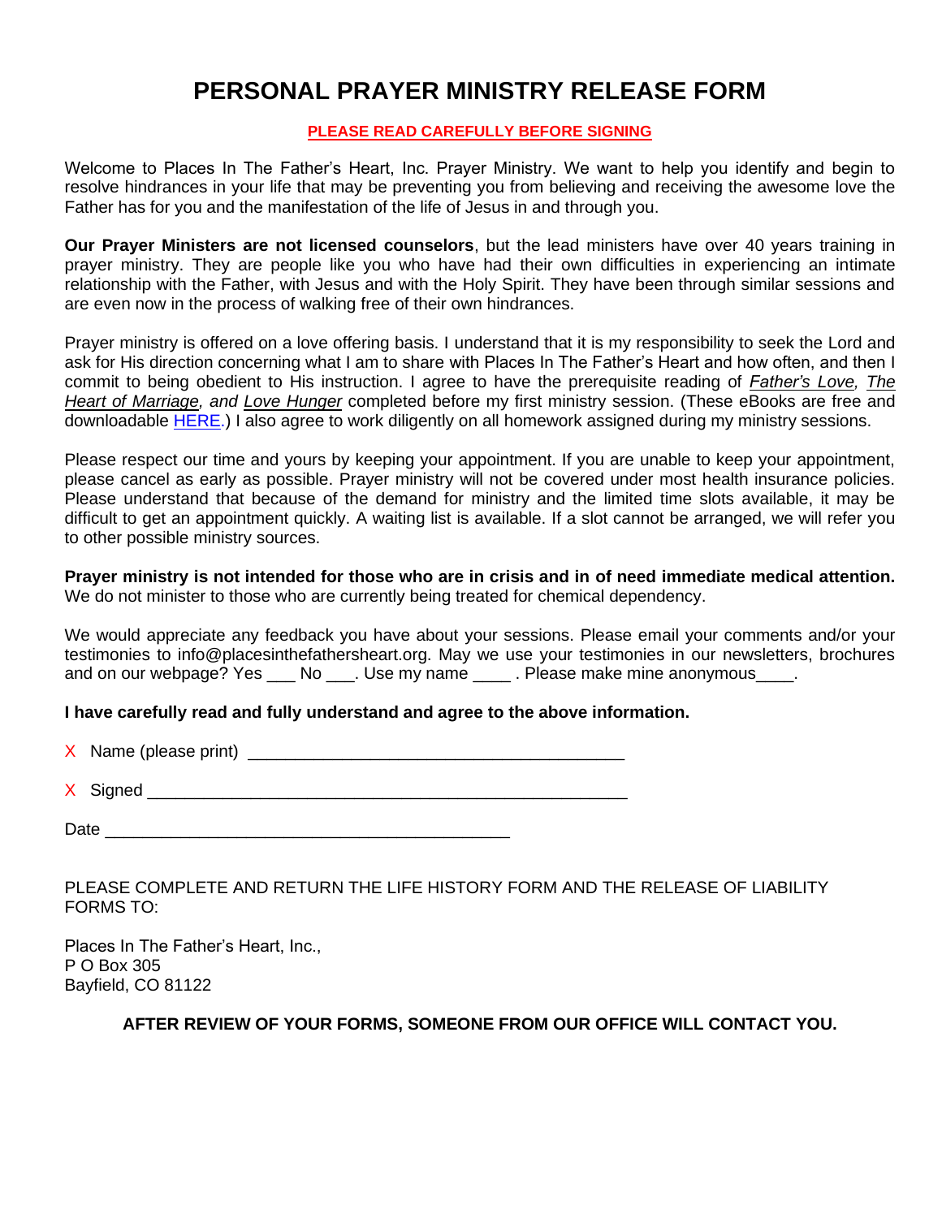# PERSONAL PRAYER MINISTRY RELEASE FORM

**PLEASE READ CAREFULLY BEFORE SIGNING**

Welcome to Places In The Father's Heart, Inc. Prayer Ministry. We want to help you identify and begin to resolve hindrances in your life that may be preventing you from believing and receiving the awesome love the Father has for you and the manifestation of the life of Jesus in and through you.

**Our Prayer Ministers are not licensed counselors**, but the lead ministers have over 40 years training in prayer ministry. They are people like you who have had their own difficulties in experiencing an intimate relationship with the Father, with Jesus and with the Holy Spirit. They have been through similar sessions and are even now in the process of walking free of their own hindrances.

Prayer ministry is offered on a love offering basis. I understand that it is my responsibility to seek the Lord and ask for His direction concerning what I am to share with Places In The Father's Heart and how often, and then I commit to being obedient to His instruction. I agree to have the prerequisite reading of *Father's Love, The Heart of Marriage, and Love Hunger* completed before my first ministry session. (These eBooks are free and downloadable HERE.) I also agree to work diligently on all homework assigned during my ministry sessions.

Please respect our time and yours by keeping your appointment. If you are unable to keep your appointment, please cancel as early as possible. Prayer ministry will not be covered under most health insurance policies. Please understand that because of the demand for ministry and the limited time slots available, it may be difficult to get an appointment quickly. A waiting list is available. If a slot cannot be arranged, we will refer you to other possible ministry sources.

**Prayer ministry is not intended for those who are in crisis and in of need immediate medical attention.** We do not minister to those who are currently being treated for chemical dependency.

We would appreciate any feedback you have about your sessions. Please email your comments and/or your testimonies to info@placesinthefathersheart.org. May we use your testimonies in our newsletters, brochures and on our webpage? Yes ___ No ___. Use my name ____ . Please make mine anonymous____.

**I have carefully read and fully understand and agree to the above information.**

X Name (please print) ________________________________________

X Signed ___________________________________________________

Date ___________________________________________

PLEASE COMPLETE AND RETURN THE LIFE HISTORY FORM AND THE RELEASE OF LIABILITY FORMS TO:

Places In The Father's Heart, Inc.,
P O Box 305
Bayfield, CO 81122

**AFTER REVIEW OF YOUR FORMS, SOMEONE FROM OUR OFFICE WILL CONTACT YOU.**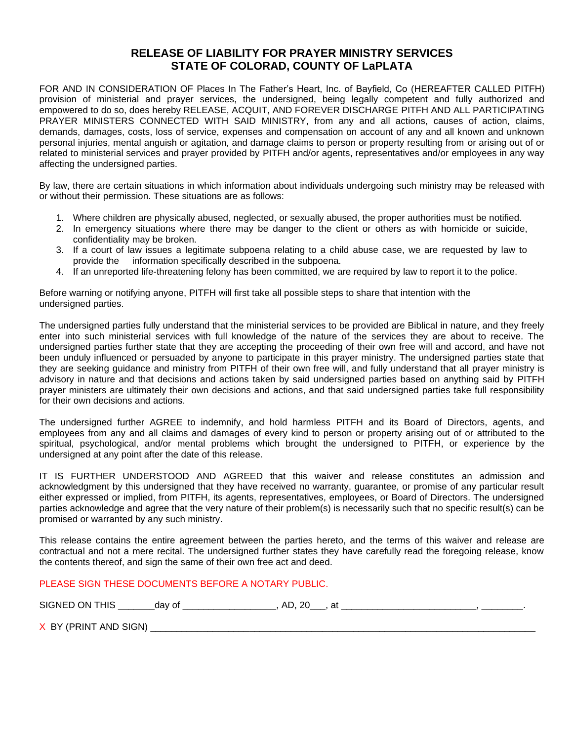# RELEASE OF LIABILITY FOR PRAYER MINISTRY SERVICES
# STATE OF COLORAD, COUNTY OF LaPLATA

FOR AND IN CONSIDERATION OF Places In The Father's Heart, Inc. of Bayfield, Co (HEREAFTER CALLED PITFH) provision of ministerial and prayer services, the undersigned, being legally competent and fully authorized and empowered to do so, does hereby RELEASE, ACQUIT, AND FOREVER DISCHARGE PITFH AND ALL PARTICIPATING PRAYER MINISTERS CONNECTED WITH SAID MINISTRY, from any and all actions, causes of action, claims, demands, damages, costs, loss of service, expenses and compensation on account of any and all known and unknown personal injuries, mental anguish or agitation, and damage claims to person or property resulting from or arising out of or related to ministerial services and prayer provided by PITFH and/or agents, representatives and/or employees in any way affecting the undersigned parties.

By law, there are certain situations in which information about individuals undergoing such ministry may be released with or without their permission. These situations are as follows:

1. Where children are physically abused, neglected, or sexually abused, the proper authorities must be notified.
2. In emergency situations where there may be danger to the client or others as with homicide or suicide, confidentiality may be broken.
3. If a court of law issues a legitimate subpoena relating to a child abuse case, we are requested by law to provide the information specifically described in the subpoena.
4. If an unreported life-threatening felony has been committed, we are required by law to report it to the police.

Before warning or notifying anyone, PITFH will first take all possible steps to share that intention with the undersigned parties.

The undersigned parties fully understand that the ministerial services to be provided are Biblical in nature, and they freely enter into such ministerial services with full knowledge of the nature of the services they are about to receive. The undersigned parties further state that they are accepting the proceeding of their own free will and accord, and have not been unduly influenced or persuaded by anyone to participate in this prayer ministry. The undersigned parties state that they are seeking guidance and ministry from PITFH of their own free will, and fully understand that all prayer ministry is advisory in nature and that decisions and actions taken by said undersigned parties based on anything said by PITFH prayer ministers are ultimately their own decisions and actions, and that said undersigned parties take full responsibility for their own decisions and actions.

The undersigned further AGREE to indemnify, and hold harmless PITFH and its Board of Directors, agents, and employees from any and all claims and damages of every kind to person or property arising out of or attributed to the spiritual, psychological, and/or mental problems which brought the undersigned to PITFH, or experience by the undersigned at any point after the date of this release.

IT IS FURTHER UNDERSTOOD AND AGREED that this waiver and release constitutes an admission and acknowledgment by this undersigned that they have received no warranty, guarantee, or promise of any particular result either expressed or implied, from PITFH, its agents, representatives, employees, or Board of Directors. The undersigned parties acknowledge and agree that the very nature of their problem(s) is necessarily such that no specific result(s) can be promised or warranted by any such ministry.

This release contains the entire agreement between the parties hereto, and the terms of this waiver and release are contractual and not a mere recital. The undersigned further states they have carefully read the foregoing release, know the contents thereof, and sign the same of their own free act and deed.

PLEASE SIGN THESE DOCUMENTS BEFORE A NOTARY PUBLIC.

SIGNED ON THIS _______day of _________________, AD, 20___, at ________________________, ________.

X BY (PRINT AND SIGN) ___________________________________________________________________________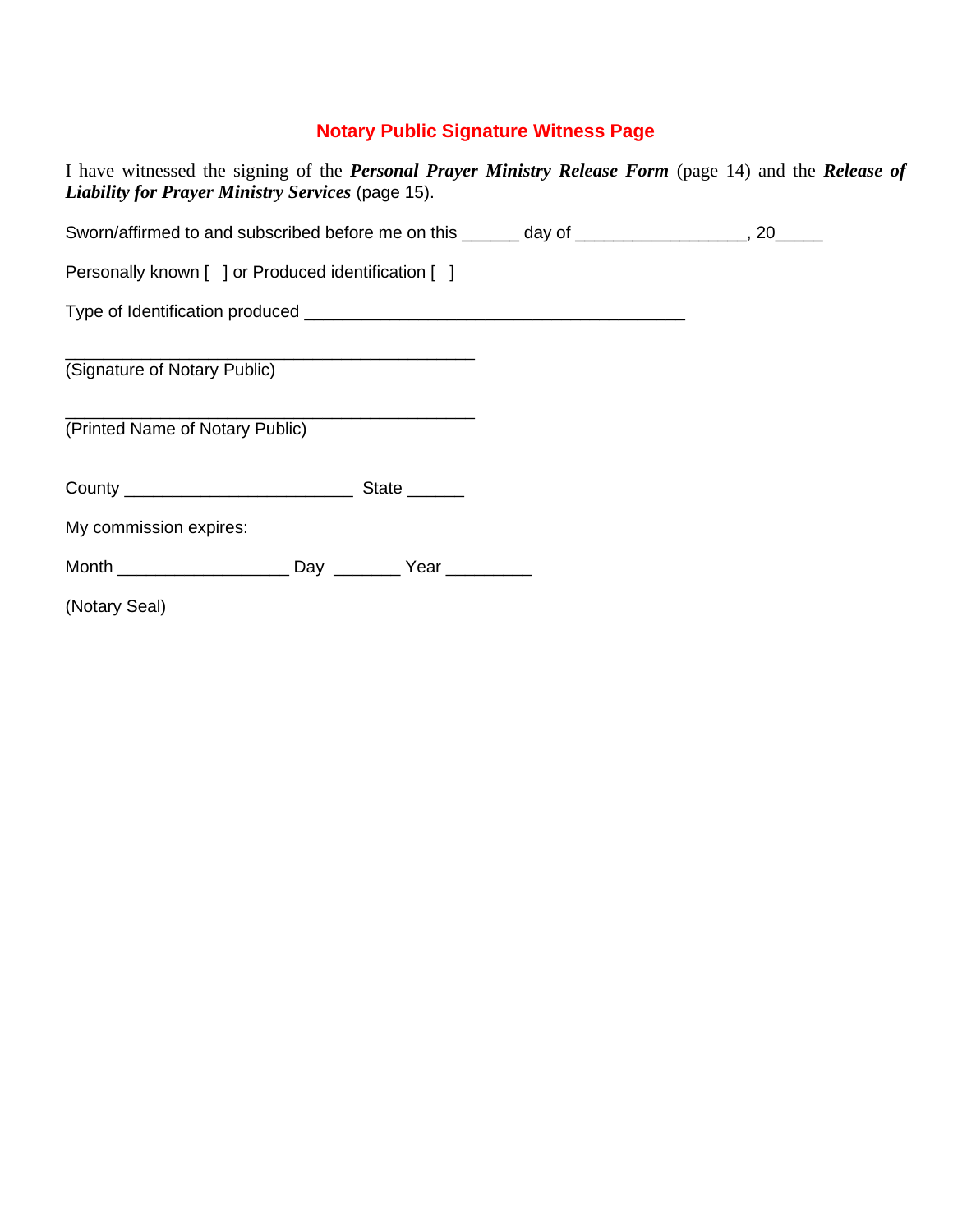## Notary Public Signature Witness Page

I have witnessed the signing of the ***Personal Prayer Ministry Release Form*** (page 14) and the ***Release of Liability for Prayer Ministry Services*** (page 15).

Sworn/affirmed to and subscribed before me on this ______ day of _________________, 20_____

Personally known [ ] or Produced identification [ ]

Type of Identification produced ________________________________________

_____________________________________________
(Signature of Notary Public)

_____________________________________________
(Printed Name of Notary Public)

County ________________________ State ______

My commission expires:

Month __________________ Day _______ Year _________

(Notary Seal)